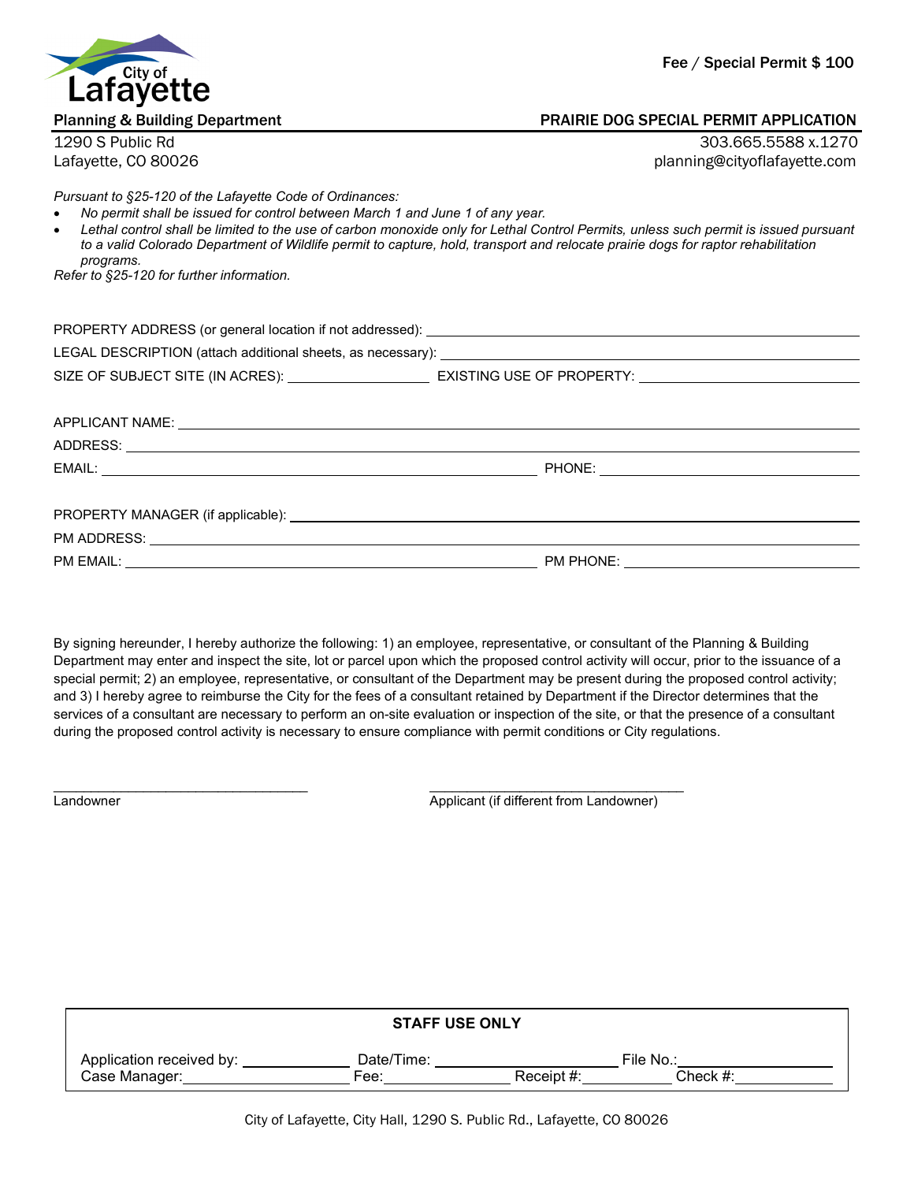City of Lafayette

Fee / Special Permit $ 100

**Planning & Building Department** — **PRAIRIE DOG SPECIAL PERMIT APPLICATION**

1290 S Public Rd
Lafayette, CO 80026

303.665.5588 x.1270
planning@cityoflafayette.com

*Pursuant to §25-120 of the Lafayette Code of Ordinances:*

- *No permit shall be issued for control between March 1 and June 1 of any year.*
- *Lethal control shall be limited to the use of carbon monoxide only for Lethal Control Permits, unless such permit is issued pursuant to a valid Colorado Department of Wildlife permit to capture, hold, transport and relocate prairie dogs for raptor rehabilitation programs.*

*Refer to §25-120 for further information.*

PROPERTY ADDRESS (or general location if not addressed): ____________________

LEGAL DESCRIPTION (attach additional sheets, as necessary): ____________________

SIZE OF SUBJECT SITE (IN ACRES): ____________ EXISTING USE OF PROPERTY: ____________

APPLICANT NAME: ____________________

ADDRESS: ____________________

EMAIL: ____________________ PHONE: ____________

PROPERTY MANAGER (if applicable): ____________________

PM ADDRESS: ____________________

PM EMAIL: ____________________ PM PHONE: ____________

By signing hereunder, I hereby authorize the following: 1) an employee, representative, or consultant of the Planning & Building Department may enter and inspect the site, lot or parcel upon which the proposed control activity will occur, prior to the issuance of a special permit; 2) an employee, representative, or consultant of the Department may be present during the proposed control activity; and 3) I hereby agree to reimburse the City for the fees of a consultant retained by Department if the Director determines that the services of a consultant are necessary to perform an on-site evaluation or inspection of the site, or that the presence of a consultant during the proposed control activity is necessary to ensure compliance with permit conditions or City regulations.

______________________________ Landowner

______________________________ Applicant (if different from Landowner)

| **STAFF USE ONLY** | | |
|---|---|---|
| Application received by: ____________ | Date/Time: ____________ | File No.: ____________ |
| Case Manager: ____________ | Fee: ____________ Receipt #: ____________ | Check #: ____________ |

City of Lafayette, City Hall, 1290 S. Public Rd., Lafayette, CO 80026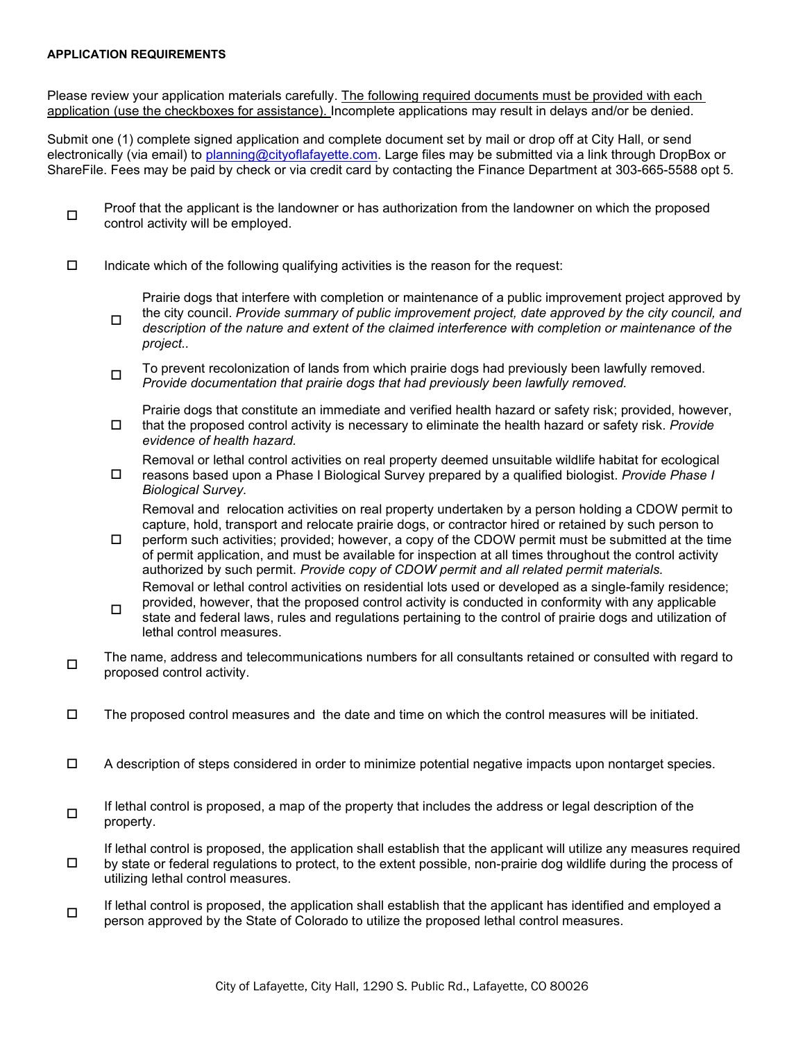**APPLICATION REQUIREMENTS**

Please review your application materials carefully. The following required documents must be provided with each application (use the checkboxes for assistance). Incomplete applications may result in delays and/or be denied.

Submit one (1) complete signed application and complete document set by mail or drop off at City Hall, or send electronically (via email) to planning@cityoflafayette.com. Large files may be submitted via a link through DropBox or ShareFile. Fees may be paid by check or via credit card by contacting the Finance Department at 303-665-5588 opt 5.

- ☐ Proof that the applicant is the landowner or has authorization from the landowner on which the proposed control activity will be employed.
- ☐ Indicate which of the following qualifying activities is the reason for the request:
  - ☐ Prairie dogs that interfere with completion or maintenance of a public improvement project approved by the city council. *Provide summary of public improvement project, date approved by the city council, and description of the nature and extent of the claimed interference with completion or maintenance of the project..*
  - ☐ To prevent recolonization of lands from which prairie dogs had previously been lawfully removed. *Provide documentation that prairie dogs that had previously been lawfully removed.*
  - ☐ Prairie dogs that constitute an immediate and verified health hazard or safety risk; provided, however, that the proposed control activity is necessary to eliminate the health hazard or safety risk. *Provide evidence of health hazard.*
  - ☐ Removal or lethal control activities on real property deemed unsuitable wildlife habitat for ecological reasons based upon a Phase I Biological Survey prepared by a qualified biologist. *Provide Phase I Biological Survey.*
  - ☐ Removal and relocation activities on real property undertaken by a person holding a CDOW permit to capture, hold, transport and relocate prairie dogs, or contractor hired or retained by such person to perform such activities; provided; however, a copy of the CDOW permit must be submitted at the time of permit application, and must be available for inspection at all times throughout the control activity authorized by such permit. *Provide copy of CDOW permit and all related permit materials.*
  - ☐ Removal or lethal control activities on residential lots used or developed as a single-family residence; provided, however, that the proposed control activity is conducted in conformity with any applicable state and federal laws, rules and regulations pertaining to the control of prairie dogs and utilization of lethal control measures.
- ☐ The name, address and telecommunications numbers for all consultants retained or consulted with regard to proposed control activity.
- ☐ The proposed control measures and the date and time on which the control measures will be initiated.
- ☐ A description of steps considered in order to minimize potential negative impacts upon nontarget species.
- ☐ If lethal control is proposed, a map of the property that includes the address or legal description of the property.
- ☐ If lethal control is proposed, the application shall establish that the applicant will utilize any measures required by state or federal regulations to protect, to the extent possible, non-prairie dog wildlife during the process of utilizing lethal control measures.
- ☐ If lethal control is proposed, the application shall establish that the applicant has identified and employed a person approved by the State of Colorado to utilize the proposed lethal control measures.